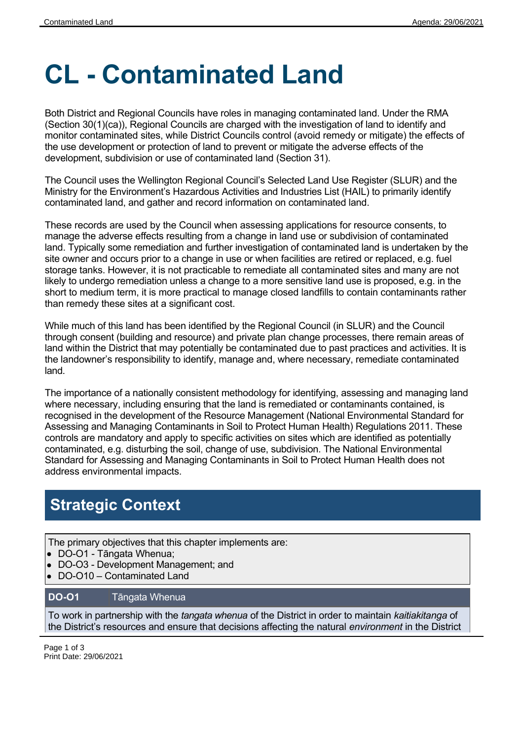# CL - Contaminated Land

Both District and Regional Councils have roles in managing contaminated land. Under the RMA (Section 30(1)(ca)), Regional Councils are charged with the investigation of land to identify and monitor contaminated sites, while District Councils control (avoid remedy or mitigate) the effects of the use development or protection of land to prevent or mitigate the adverse effects of the development, subdivision or use of contaminated land (Section 31).

The Council uses the Wellington Regional Council's Selected Land Use Register (SLUR) and the Ministry for the Environment's Hazardous Activities and Industries List (HAIL) to primarily identify contaminated land, and gather and record information on contaminated land.

These records are used by the Council when assessing applications for resource consents, to manage the adverse effects resulting from a change in land use or subdivision of contaminated land. Typically some remediation and further investigation of contaminated land is undertaken by the site owner and occurs prior to a change in use or when facilities are retired or replaced, e.g. fuel storage tanks. However, it is not practicable to remediate all contaminated sites and many are not likely to undergo remediation unless a change to a more sensitive land use is proposed, e.g. in the short to medium term, it is more practical to manage closed landfills to contain contaminants rather than remedy these sites at a significant cost.

While much of this land has been identified by the Regional Council (in SLUR) and the Council through consent (building and resource) and private plan change processes, there remain areas of land within the District that may potentially be contaminated due to past practices and activities. It is the landowner's responsibility to identify, manage and, where necessary, remediate contaminated land.

The importance of a nationally consistent methodology for identifying, assessing and managing land where necessary, including ensuring that the land is remediated or contaminants contained, is recognised in the development of the Resource Management (National Environmental Standard for Assessing and Managing Contaminants in Soil to Protect Human Health) Regulations 2011. These controls are mandatory and apply to specific activities on sites which are identified as potentially contaminated, e.g. disturbing the soil, change of use, subdivision. The National Environmental Standard for Assessing and Managing Contaminants in Soil to Protect Human Health does not address environmental impacts.

## Strategic Context

The primary objectives that this chapter implements are:

- DO-O1 - Tāngata Whenua;
- DO-O3 - Development Management; and
- DO-O10 – Contaminated Land

| **DO-O1** | Tāngata Whenua |
|---|---|
| To work in partnership with the *tangata whenua* of the District in order to maintain *kaitiakitanga* of the District's resources and ensure that decisions affecting the natural *environment* in the District | |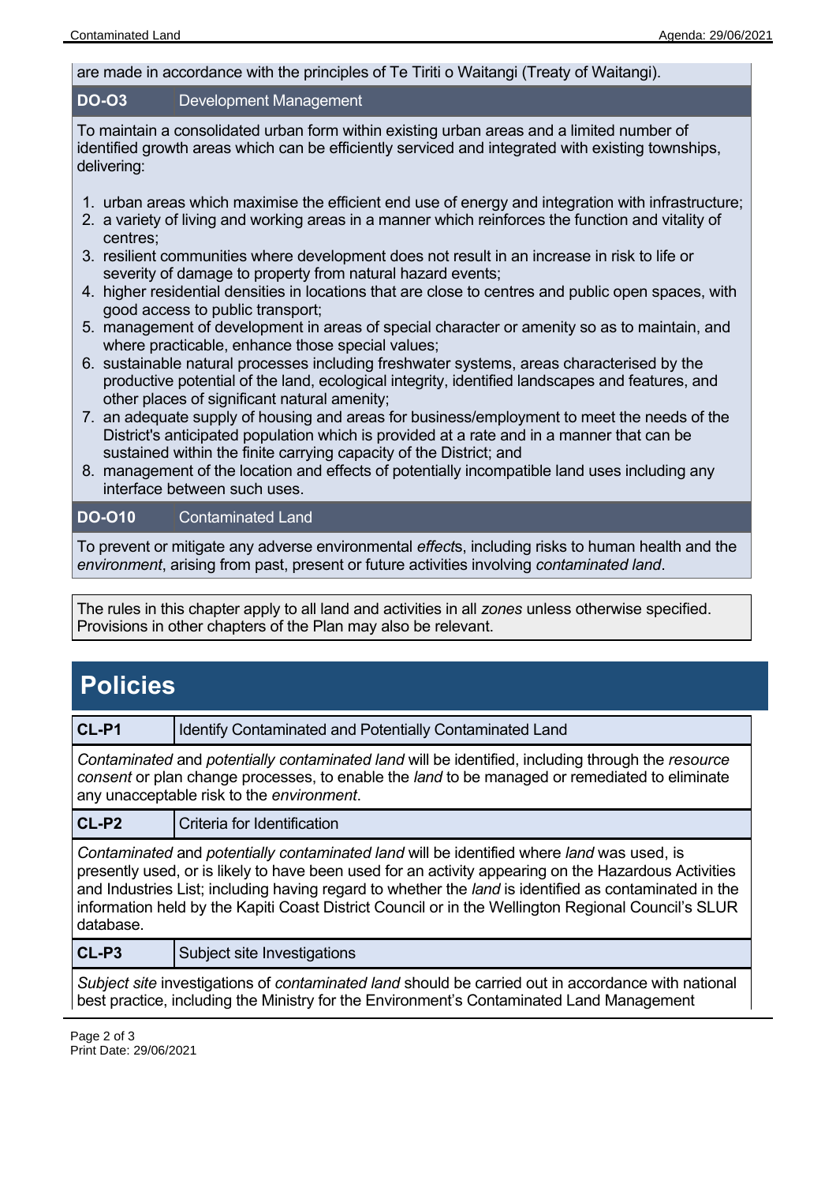are made in accordance with the principles of Te Tiriti o Waitangi (Treaty of Waitangi).

| **DO-O3** | Development Management |
|---|---|

To maintain a consolidated urban form within existing urban areas and a limited number of identified growth areas which can be efficiently serviced and integrated with existing townships, delivering:

1. urban areas which maximise the efficient end use of energy and integration with infrastructure;
2. a variety of living and working areas in a manner which reinforces the function and vitality of centres;
3. resilient communities where development does not result in an increase in risk to life or severity of damage to property from natural hazard events;
4. higher residential densities in locations that are close to centres and public open spaces, with good access to public transport;
5. management of development in areas of special character or amenity so as to maintain, and where practicable, enhance those special values;
6. sustainable natural processes including freshwater systems, areas characterised by the productive potential of the land, ecological integrity, identified landscapes and features, and other places of significant natural amenity;
7. an adequate supply of housing and areas for business/employment to meet the needs of the District's anticipated population which is provided at a rate and in a manner that can be sustained within the finite carrying capacity of the District; and
8. management of the location and effects of potentially incompatible land uses including any interface between such uses.

| **DO-O10** | Contaminated Land |
|---|---|

To prevent or mitigate any adverse environmental *effect*s, including risks to human health and the *environment*, arising from past, present or future activities involving *contaminated land*.

The rules in this chapter apply to all land and activities in all *zones* unless otherwise specified. Provisions in other chapters of the Plan may also be relevant.

# Policies

| **CL-P1** | Identify Contaminated and Potentially Contaminated Land |
|---|---|

*Contaminated* and *potentially contaminated land* will be identified, including through the *resource consent* or plan change processes, to enable the *land* to be managed or remediated to eliminate any unacceptable risk to the *environment*.

| **CL-P2** | Criteria for Identification |
|---|---|

*Contaminated* and *potentially contaminated land* will be identified where *land* was used, is presently used, or is likely to have been used for an activity appearing on the Hazardous Activities and Industries List; including having regard to whether the *land* is identified as contaminated in the information held by the Kapiti Coast District Council or in the Wellington Regional Council's SLUR database.

| **CL-P3** | Subject site Investigations |
|---|---|

*Subject site* investigations of *contaminated land* should be carried out in accordance with national best practice, including the Ministry for the Environment's Contaminated Land Management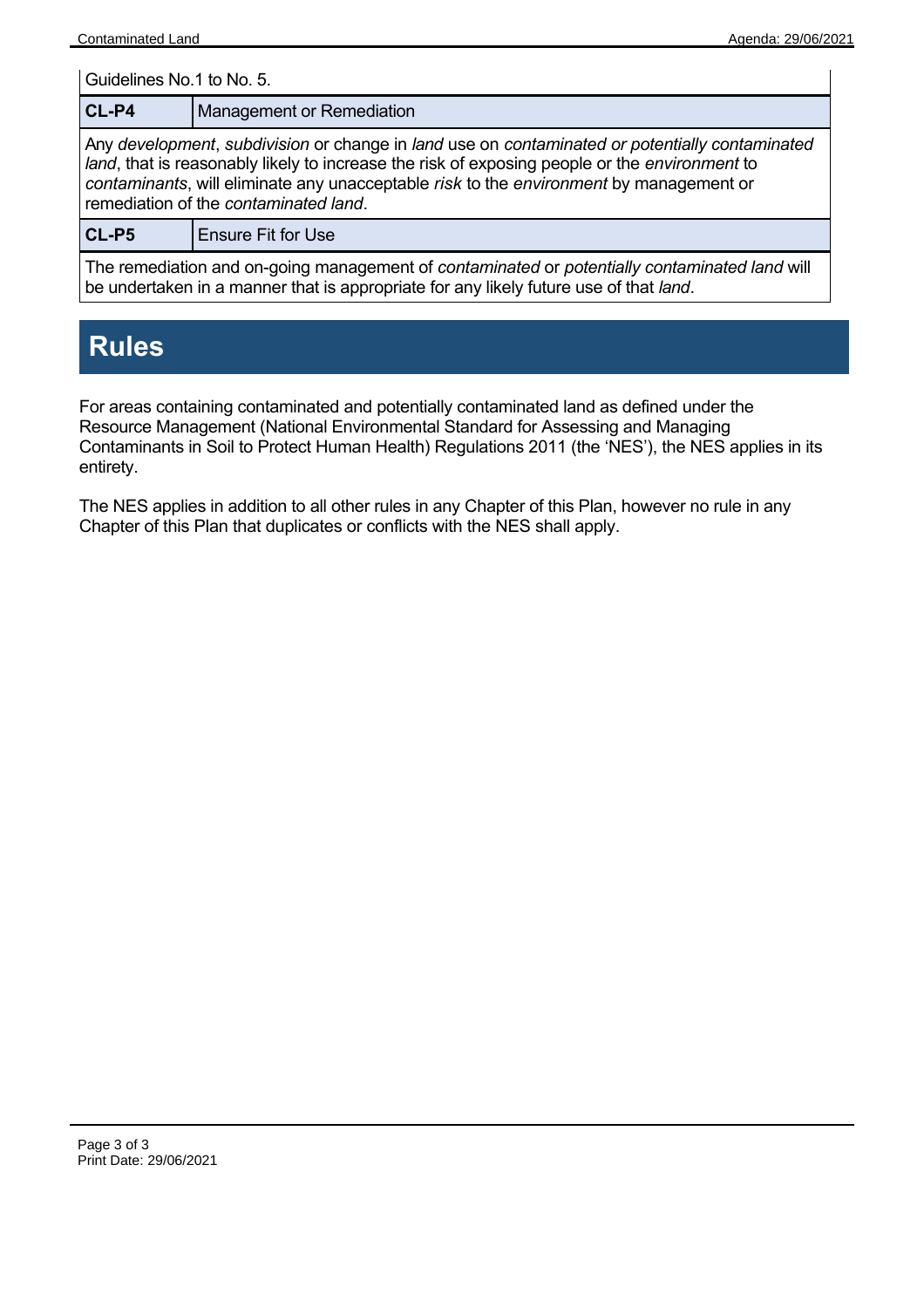Guidelines No.1 to No. 5.

| | |
|---|---|
| **CL-P4** | Management or Remediation |

Any *development*, *subdivision* or change in *land* use on *contaminated or potentially contaminated land*, that is reasonably likely to increase the risk of exposing people or the *environment* to *contaminants*, will eliminate any unacceptable *risk* to the *environment* by management or remediation of the *contaminated land*.

| | |
|---|---|
| **CL-P5** | Ensure Fit for Use |

The remediation and on-going management of *contaminated* or *potentially contaminated land* will be undertaken in a manner that is appropriate for any likely future use of that *land*.

# Rules

For areas containing contaminated and potentially contaminated land as defined under the Resource Management (National Environmental Standard for Assessing and Managing Contaminants in Soil to Protect Human Health) Regulations 2011 (the 'NES'), the NES applies in its entirety.

The NES applies in addition to all other rules in any Chapter of this Plan, however no rule in any Chapter of this Plan that duplicates or conflicts with the NES shall apply.